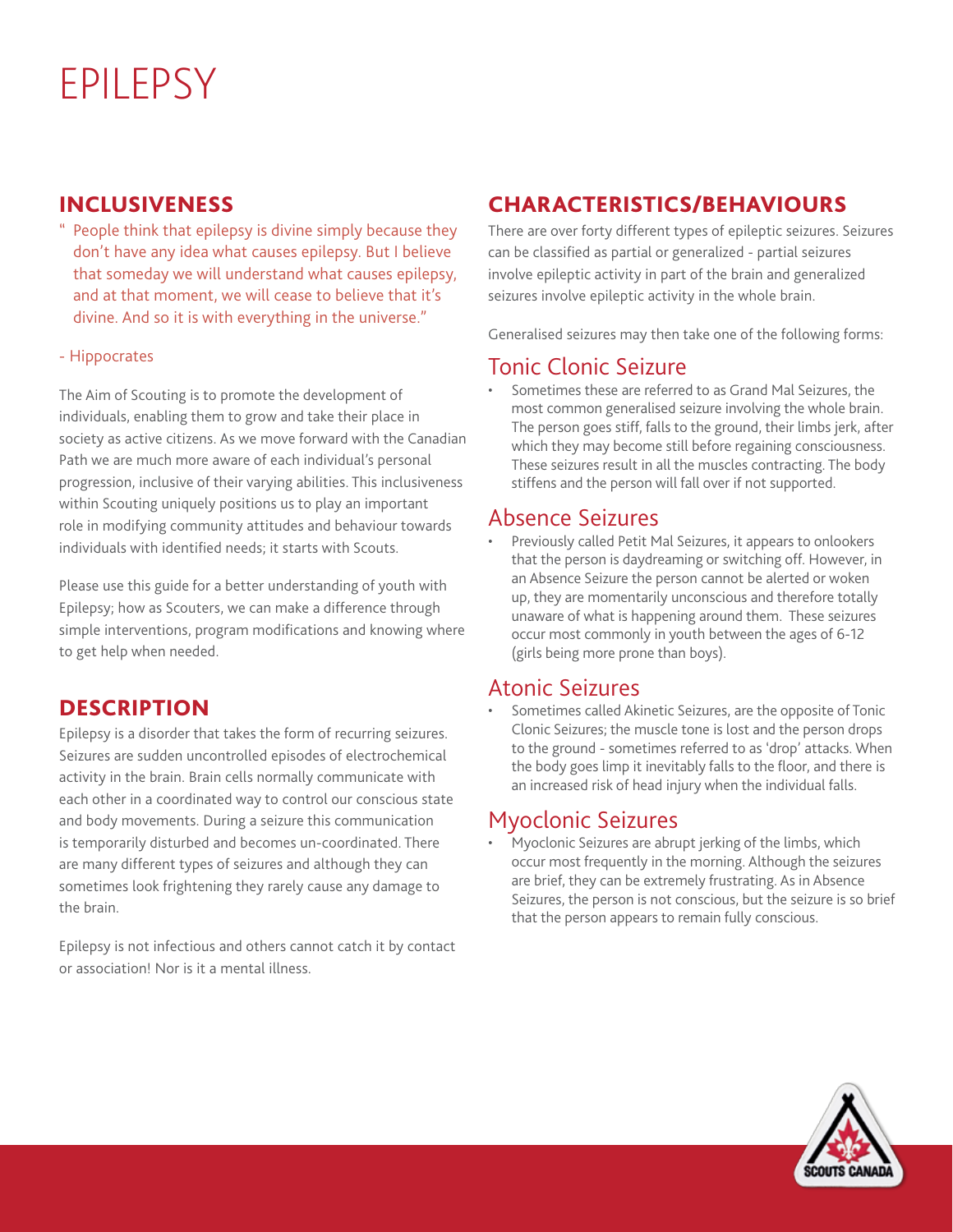# EPILEPSY

## INCLUSIVENESS

" People think that epilepsy is divine simply because they don't have any idea what causes epilepsy. But I believe that someday we will understand what causes epilepsy, and at that moment, we will cease to believe that it's divine. And so it is with everything in the universe."

- Hippocrates

The Aim of Scouting is to promote the development of individuals, enabling them to grow and take their place in society as active citizens. As we move forward with the Canadian Path we are much more aware of each individual's personal progression, inclusive of their varying abilities. This inclusiveness within Scouting uniquely positions us to play an important role in modifying community attitudes and behaviour towards individuals with identified needs; it starts with Scouts.

Please use this guide for a better understanding of youth with Epilepsy; how as Scouters, we can make a difference through simple interventions, program modifications and knowing where to get help when needed.

## DESCRIPTION

Epilepsy is a disorder that takes the form of recurring seizures. Seizures are sudden uncontrolled episodes of electrochemical activity in the brain. Brain cells normally communicate with each other in a coordinated way to control our conscious state and body movements. During a seizure this communication is temporarily disturbed and becomes un-coordinated. There are many different types of seizures and although they can sometimes look frightening they rarely cause any damage to the brain.

Epilepsy is not infectious and others cannot catch it by contact or association! Nor is it a mental illness.

## CHARACTERISTICS/BEHAVIOURS

There are over forty different types of epileptic seizures. Seizures can be classified as partial or generalized - partial seizures involve epileptic activity in part of the brain and generalized seizures involve epileptic activity in the whole brain.

Generalised seizures may then take one of the following forms:

### Tonic Clonic Seizure

- Sometimes these are referred to as Grand Mal Seizures, the most common generalised seizure involving the whole brain. The person goes stiff, falls to the ground, their limbs jerk, after which they may become still before regaining consciousness. These seizures result in all the muscles contracting. The body stiffens and the person will fall over if not supported.

### Absence Seizures

- Previously called Petit Mal Seizures, it appears to onlookers that the person is daydreaming or switching off. However, in an Absence Seizure the person cannot be alerted or woken up, they are momentarily unconscious and therefore totally unaware of what is happening around them. These seizures occur most commonly in youth between the ages of 6-12 (girls being more prone than boys).

### Atonic Seizures

- Sometimes called Akinetic Seizures, are the opposite of Tonic Clonic Seizures; the muscle tone is lost and the person drops to the ground - sometimes referred to as 'drop' attacks. When the body goes limp it inevitably falls to the floor, and there is an increased risk of head injury when the individual falls.

### Myoclonic Seizures

- Myoclonic Seizures are abrupt jerking of the limbs, which occur most frequently in the morning. Although the seizures are brief, they can be extremely frustrating. As in Absence Seizures, the person is not conscious, but the seizure is so brief that the person appears to remain fully conscious.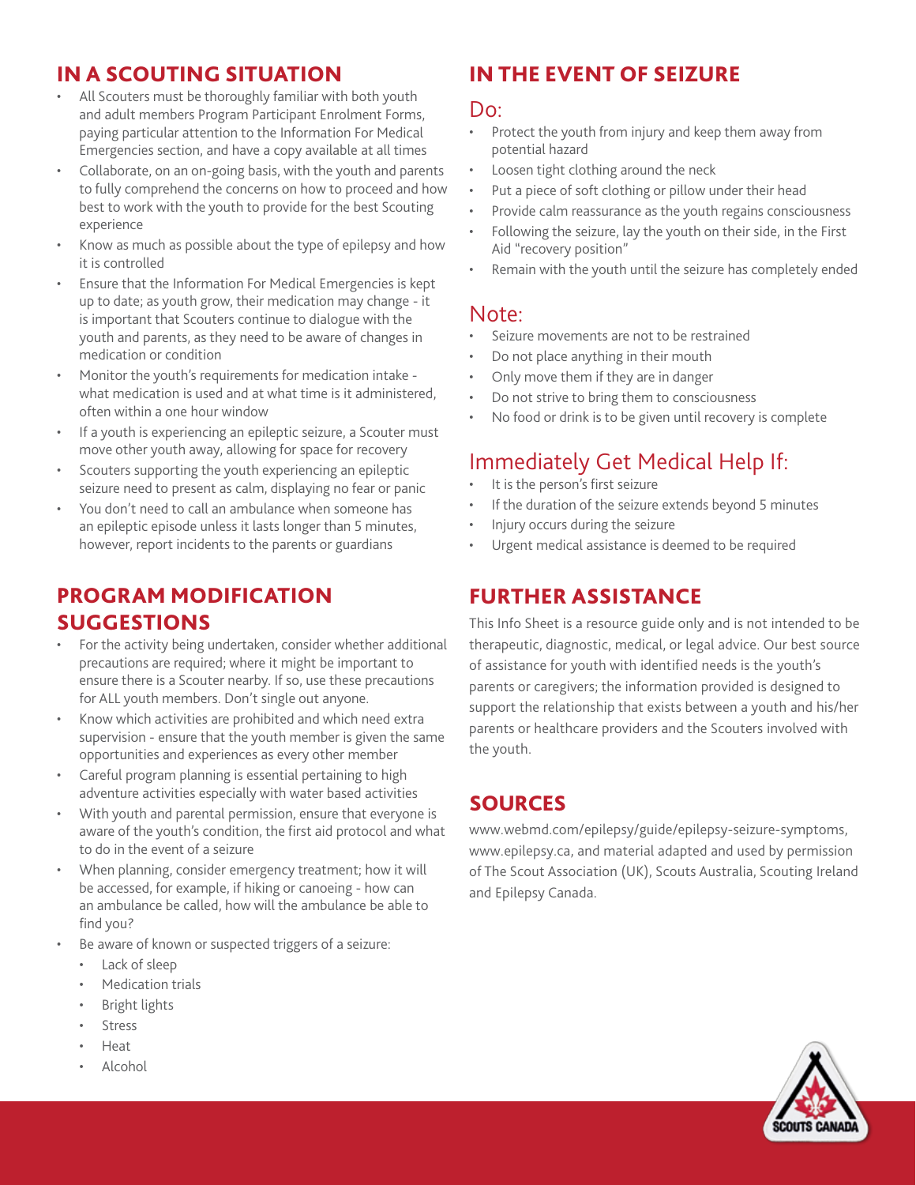## IN A SCOUTING SITUATION

- All Scouters must be thoroughly familiar with both youth and adult members Program Participant Enrolment Forms, paying particular attention to the Information For Medical Emergencies section, and have a copy available at all times
- Collaborate, on an on-going basis, with the youth and parents to fully comprehend the concerns on how to proceed and how best to work with the youth to provide for the best Scouting experience
- Know as much as possible about the type of epilepsy and how it is controlled
- Ensure that the Information For Medical Emergencies is kept up to date; as youth grow, their medication may change - it is important that Scouters continue to dialogue with the youth and parents, as they need to be aware of changes in medication or condition
- Monitor the youth's requirements for medication intake - what medication is used and at what time is it administered, often within a one hour window
- If a youth is experiencing an epileptic seizure, a Scouter must move other youth away, allowing for space for recovery
- Scouters supporting the youth experiencing an epileptic seizure need to present as calm, displaying no fear or panic
- You don't need to call an ambulance when someone has an epileptic episode unless it lasts longer than 5 minutes, however, report incidents to the parents or guardians

## PROGRAM MODIFICATION SUGGESTIONS

- For the activity being undertaken, consider whether additional precautions are required; where it might be important to ensure there is a Scouter nearby. If so, use these precautions for ALL youth members. Don't single out anyone.
- Know which activities are prohibited and which need extra supervision - ensure that the youth member is given the same opportunities and experiences as every other member
- Careful program planning is essential pertaining to high adventure activities especially with water based activities
- With youth and parental permission, ensure that everyone is aware of the youth's condition, the first aid protocol and what to do in the event of a seizure
- When planning, consider emergency treatment; how it will be accessed, for example, if hiking or canoeing - how can an ambulance be called, how will the ambulance be able to find you?
- Be aware of known or suspected triggers of a seizure:
  - Lack of sleep
  - Medication trials
  - Bright lights
  - Stress
  - Heat
  - Alcohol

## IN THE EVENT OF SEIZURE

### Do:

- Protect the youth from injury and keep them away from potential hazard
- Loosen tight clothing around the neck
- Put a piece of soft clothing or pillow under their head
- Provide calm reassurance as the youth regains consciousness
- Following the seizure, lay the youth on their side, in the First Aid "recovery position"
- Remain with the youth until the seizure has completely ended

### Note:

- Seizure movements are not to be restrained
- Do not place anything in their mouth
- Only move them if they are in danger
- Do not strive to bring them to consciousness
- No food or drink is to be given until recovery is complete

### Immediately Get Medical Help If:

- It is the person's first seizure
- If the duration of the seizure extends beyond 5 minutes
- Injury occurs during the seizure
- Urgent medical assistance is deemed to be required

## FURTHER ASSISTANCE

This Info Sheet is a resource guide only and is not intended to be therapeutic, diagnostic, medical, or legal advice. Our best source of assistance for youth with identified needs is the youth's parents or caregivers; the information provided is designed to support the relationship that exists between a youth and his/her parents or healthcare providers and the Scouters involved with the youth.

## SOURCES

www.webmd.com/epilepsy/guide/epilepsy-seizure-symptoms, www.epilepsy.ca, and material adapted and used by permission of The Scout Association (UK), Scouts Australia, Scouting Ireland and Epilepsy Canada.